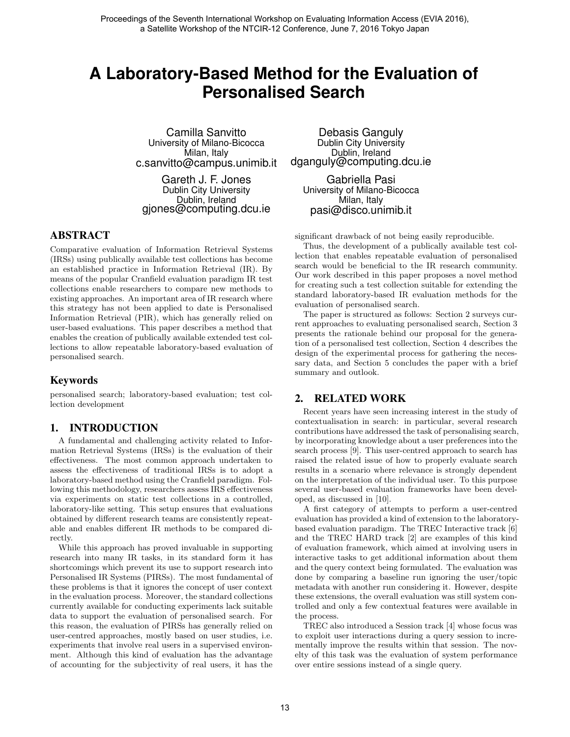# A Laboratory-Based Method for the Evaluation of Personalised Search

Camilla Sanvitto
University of Milano-Bicocca
Milan, Italy
c.sanvitto@campus.unimib.it

Debasis Ganguly
Dublin City University
Dublin, Ireland
dganguly@computing.dcu.ie

Gareth J. F. Jones
Dublin City University
Dublin, Ireland
gjones@computing.dcu.ie

Gabriella Pasi
University of Milano-Bicocca
Milan, Italy
pasi@disco.unimib.it

## ABSTRACT

Comparative evaluation of Information Retrieval Systems (IRSs) using publically available test collections has become an established practice in Information Retrieval (IR). By means of the popular Cranfield evaluation paradigm IR test collections enable researchers to compare new methods to existing approaches. An important area of IR research where this strategy has not been applied to date is Personalised Information Retrieval (PIR), which has generally relied on user-based evaluations. This paper describes a method that enables the creation of publically available extended test collections to allow repeatable laboratory-based evaluation of personalised search.

## Keywords

personalised search; laboratory-based evaluation; test collection development

## 1. INTRODUCTION

A fundamental and challenging activity related to Information Retrieval Systems (IRSs) is the evaluation of their effectiveness. The most common approach undertaken to assess the effectiveness of traditional IRSs is to adopt a laboratory-based method using the Cranfield paradigm. Following this methodology, researchers assess IRS effectiveness via experiments on static test collections in a controlled, laboratory-like setting. This setup ensures that evaluations obtained by different research teams are consistently repeatable and enables different IR methods to be compared directly.

While this approach has proved invaluable in supporting research into many IR tasks, in its standard form it has shortcomings which prevent its use to support research into Personalised IR Systems (PIRSs). The most fundamental of these problems is that it ignores the concept of user context in the evaluation process. Moreover, the standard collections currently available for conducting experiments lack suitable data to support the evaluation of personalised search. For this reason, the evaluation of PIRSs has generally relied on user-centred approaches, mostly based on user studies, i.e. experiments that involve real users in a supervised environment. Although this kind of evaluation has the advantage of accounting for the subjectivity of real users, it has the significant drawback of not being easily reproducible.

Thus, the development of a publically available test collection that enables repeatable evaluation of personalised search would be beneficial to the IR research community. Our work described in this paper proposes a novel method for creating such a test collection suitable for extending the standard laboratory-based IR evaluation methods for the evaluation of personalised search.

The paper is structured as follows: Section 2 surveys current approaches to evaluating personalised search, Section 3 presents the rationale behind our proposal for the generation of a personalised test collection, Section 4 describes the design of the experimental process for gathering the necessary data, and Section 5 concludes the paper with a brief summary and outlook.

## 2. RELATED WORK

Recent years have seen increasing interest in the study of contextualisation in search: in particular, several research contributions have addressed the task of personalising search, by incorporating knowledge about a user preferences into the search process [9]. This user-centred approach to search has raised the related issue of how to properly evaluate search results in a scenario where relevance is strongly dependent on the interpretation of the individual user. To this purpose several user-based evaluation frameworks have been developed, as discussed in [10].

A first category of attempts to perform a user-centred evaluation has provided a kind of extension to the laboratory-based evaluation paradigm. The TREC Interactive track [6] and the TREC HARD track [2] are examples of this kind of evaluation framework, which aimed at involving users in interactive tasks to get additional information about them and the query context being formulated. The evaluation was done by comparing a baseline run ignoring the user/topic metadata with another run considering it. However, despite these extensions, the overall evaluation was still system controlled and only a few contextual features were available in the process.

TREC also introduced a Session track [4] whose focus was to exploit user interactions during a query session to incrementally improve the results within that session. The novelty of this task was the evaluation of system performance over entire sessions instead of a single query.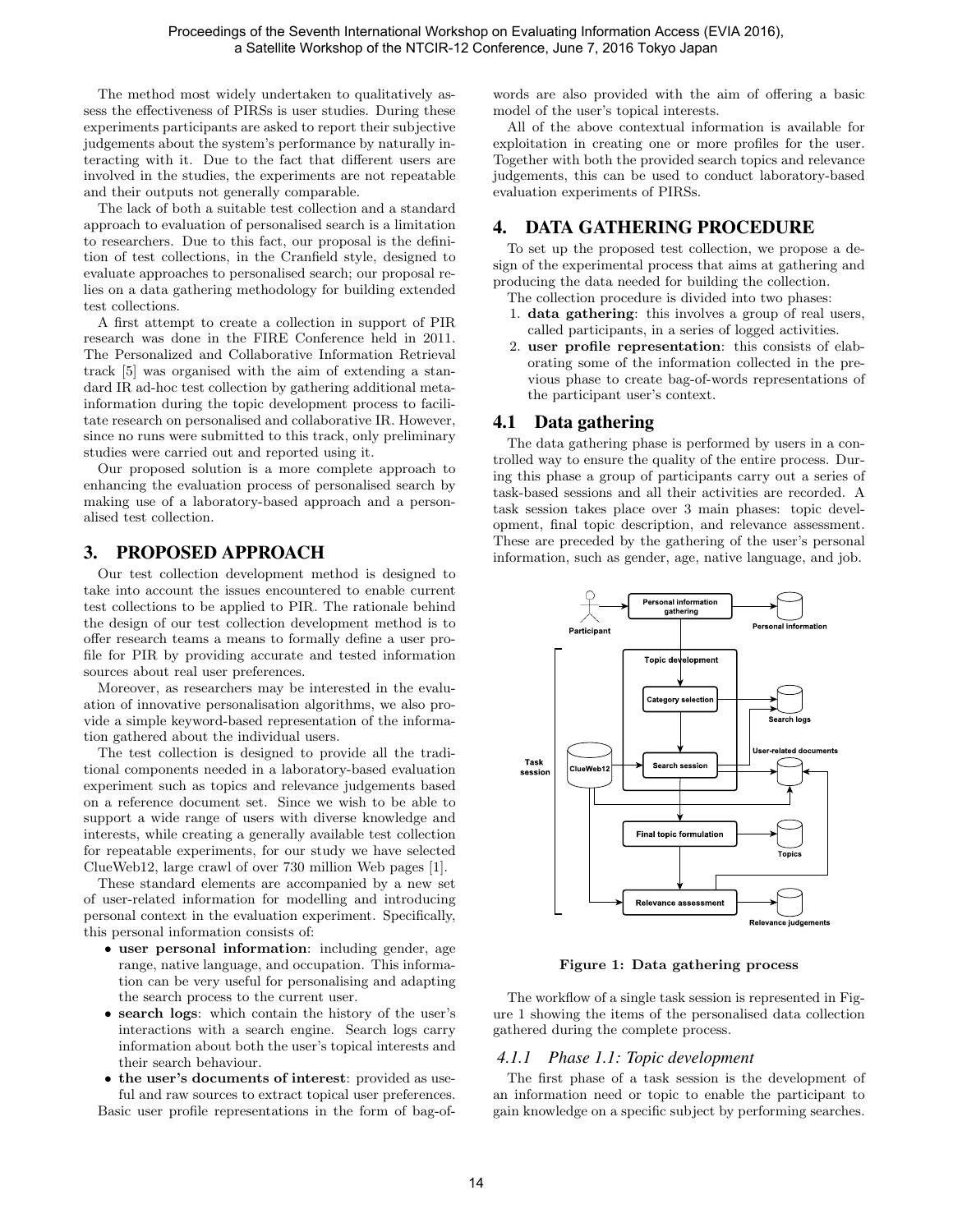The method most widely undertaken to qualitatively assess the effectiveness of PIRSs is user studies. During these experiments participants are asked to report their subjective judgements about the system's performance by naturally interacting with it. Due to the fact that different users are involved in the studies, the experiments are not repeatable and their outputs not generally comparable.

The lack of both a suitable test collection and a standard approach to evaluation of personalised search is a limitation to researchers. Due to this fact, our proposal is the definition of test collections, in the Cranfield style, designed to evaluate approaches to personalised search; our proposal relies on a data gathering methodology for building extended test collections.

A first attempt to create a collection in support of PIR research was done in the FIRE Conference held in 2011. The Personalized and Collaborative Information Retrieval track [5] was organised with the aim of extending a standard IR ad-hoc test collection by gathering additional meta-information during the topic development process to facilitate research on personalised and collaborative IR. However, since no runs were submitted to this track, only preliminary studies were carried out and reported using it.

Our proposed solution is a more complete approach to enhancing the evaluation process of personalised search by making use of a laboratory-based approach and a personalised test collection.

## 3. PROPOSED APPROACH

Our test collection development method is designed to take into account the issues encountered to enable current test collections to be applied to PIR. The rationale behind the design of our test collection development method is to offer research teams a means to formally define a user profile for PIR by providing accurate and tested information sources about real user preferences.

Moreover, as researchers may be interested in the evaluation of innovative personalisation algorithms, we also provide a simple keyword-based representation of the information gathered about the individual users.

The test collection is designed to provide all the traditional components needed in a laboratory-based evaluation experiment such as topics and relevance judgements based on a reference document set. Since we wish to be able to support a wide range of users with diverse knowledge and interests, while creating a generally available test collection for repeatable experiments, for our study we have selected ClueWeb12, large crawl of over 730 million Web pages [1].

These standard elements are accompanied by a new set of user-related information for modelling and introducing personal context in the evaluation experiment. Specifically, this personal information consists of:

- **user personal information**: including gender, age range, native language, and occupation. This information can be very useful for personalising and adapting the search process to the current user.
- **search logs**: which contain the history of the user's interactions with a search engine. Search logs carry information about both the user's topical interests and their search behaviour.
- **the user's documents of interest**: provided as useful and raw sources to extract topical user preferences.

Basic user profile representations in the form of bag-of-words are also provided with the aim of offering a basic model of the user's topical interests.

All of the above contextual information is available for exploitation in creating one or more profiles for the user. Together with both the provided search topics and relevance judgements, this can be used to conduct laboratory-based evaluation experiments of PIRSs.

## 4. DATA GATHERING PROCEDURE

To set up the proposed test collection, we propose a design of the experimental process that aims at gathering and producing the data needed for building the collection.

The collection procedure is divided into two phases:

1. **data gathering**: this involves a group of real users, called participants, in a series of logged activities.
2. **user profile representation**: this consists of elaborating some of the information collected in the previous phase to create bag-of-words representations of the participant user's context.

### 4.1 Data gathering

The data gathering phase is performed by users in a controlled way to ensure the quality of the entire process. During this phase a group of participants carry out a series of task-based sessions and all their activities are recorded. A task session takes place over 3 main phases: topic development, final topic description, and relevance assessment. These are preceded by the gathering of the user's personal information, such as gender, age, native language, and job.

**Figure 1: Data gathering process**

The workflow of a single task session is represented in Figure 1 showing the items of the personalised data collection gathered during the complete process.

#### 4.1.1 Phase 1.1: Topic development

The first phase of a task session is the development of an information need or topic to enable the participant to gain knowledge on a specific subject by performing searches.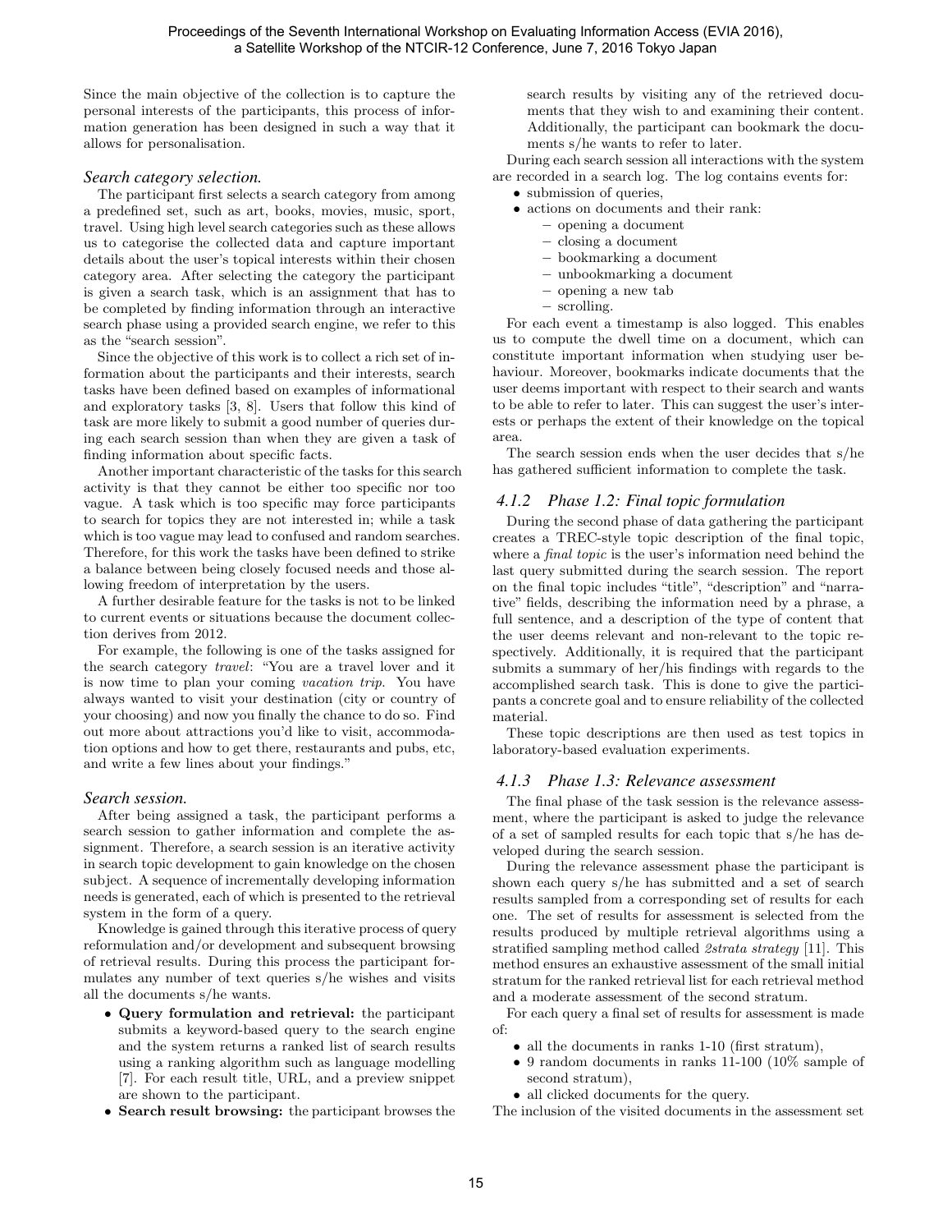Since the main objective of the collection is to capture the personal interests of the participants, this process of information generation has been designed in such a way that it allows for personalisation.

#### *Search category selection.*

The participant first selects a search category from among a predefined set, such as art, books, movies, music, sport, travel. Using high level search categories such as these allows us to categorise the collected data and capture important details about the user's topical interests within their chosen category area. After selecting the category the participant is given a search task, which is an assignment that has to be completed by finding information through an interactive search phase using a provided search engine, we refer to this as the "search session".

Since the objective of this work is to collect a rich set of information about the participants and their interests, search tasks have been defined based on examples of informational and exploratory tasks [3, 8]. Users that follow this kind of task are more likely to submit a good number of queries during each search session than when they are given a task of finding information about specific facts.

Another important characteristic of the tasks for this search activity is that they cannot be either too specific nor too vague. A task which is too specific may force participants to search for topics they are not interested in; while a task which is too vague may lead to confused and random searches. Therefore, for this work the tasks have been defined to strike a balance between being closely focused needs and those allowing freedom of interpretation by the users.

A further desirable feature for the tasks is not to be linked to current events or situations because the document collection derives from 2012.

For example, the following is one of the tasks assigned for the search category *travel*: "You are a travel lover and it is now time to plan your coming *vacation trip*. You have always wanted to visit your destination (city or country of your choosing) and now you finally the chance to do so. Find out more about attractions you'd like to visit, accommodation options and how to get there, restaurants and pubs, etc, and write a few lines about your findings."

#### *Search session.*

After being assigned a task, the participant performs a search session to gather information and complete the assignment. Therefore, a search session is an iterative activity in search topic development to gain knowledge on the chosen subject. A sequence of incrementally developing information needs is generated, each of which is presented to the retrieval system in the form of a query.

Knowledge is gained through this iterative process of query reformulation and/or development and subsequent browsing of retrieval results. During this process the participant formulates any number of text queries s/he wishes and visits all the documents s/he wants.

- **Query formulation and retrieval:** the participant submits a keyword-based query to the search engine and the system returns a ranked list of search results using a ranking algorithm such as language modelling [7]. For each result title, URL, and a preview snippet are shown to the participant.
- **Search result browsing:** the participant browses the search results by visiting any of the retrieved documents that they wish to and examining their content. Additionally, the participant can bookmark the documents s/he wants to refer to later.

During each search session all interactions with the system are recorded in a search log. The log contains events for:

- submission of queries,
- actions on documents and their rank:
  - opening a document
  - closing a document
  - bookmarking a document
  - unbookmarking a document
  - opening a new tab
  - scrolling.

For each event a timestamp is also logged. This enables us to compute the dwell time on a document, which can constitute important information when studying user behaviour. Moreover, bookmarks indicate documents that the user deems important with respect to their search and wants to be able to refer to later. This can suggest the user's interests or perhaps the extent of their knowledge on the topical area.

The search session ends when the user decides that s/he has gathered sufficient information to complete the task.

### *4.1.2 Phase 1.2: Final topic formulation*

During the second phase of data gathering the participant creates a TREC-style topic description of the final topic, where a *final topic* is the user's information need behind the last query submitted during the search session. The report on the final topic includes "title", "description" and "narrative" fields, describing the information need by a phrase, a full sentence, and a description of the type of content that the user deems relevant and non-relevant to the topic respectively. Additionally, it is required that the participant submits a summary of her/his findings with regards to the accomplished search task. This is done to give the participants a concrete goal and to ensure reliability of the collected material.

These topic descriptions are then used as test topics in laboratory-based evaluation experiments.

### *4.1.3 Phase 1.3: Relevance assessment*

The final phase of the task session is the relevance assessment, where the participant is asked to judge the relevance of a set of sampled results for each topic that s/he has developed during the search session.

During the relevance assessment phase the participant is shown each query s/he has submitted and a set of search results sampled from a corresponding set of results for each one. The set of results for assessment is selected from the results produced by multiple retrieval algorithms using a stratified sampling method called *2strata strategy* [11]. This method ensures an exhaustive assessment of the small initial stratum for the ranked retrieval list for each retrieval method and a moderate assessment of the second stratum.

For each query a final set of results for assessment is made of:

- all the documents in ranks 1-10 (first stratum),
- 9 random documents in ranks 11-100 (10% sample of second stratum),
- all clicked documents for the query.

The inclusion of the visited documents in the assessment set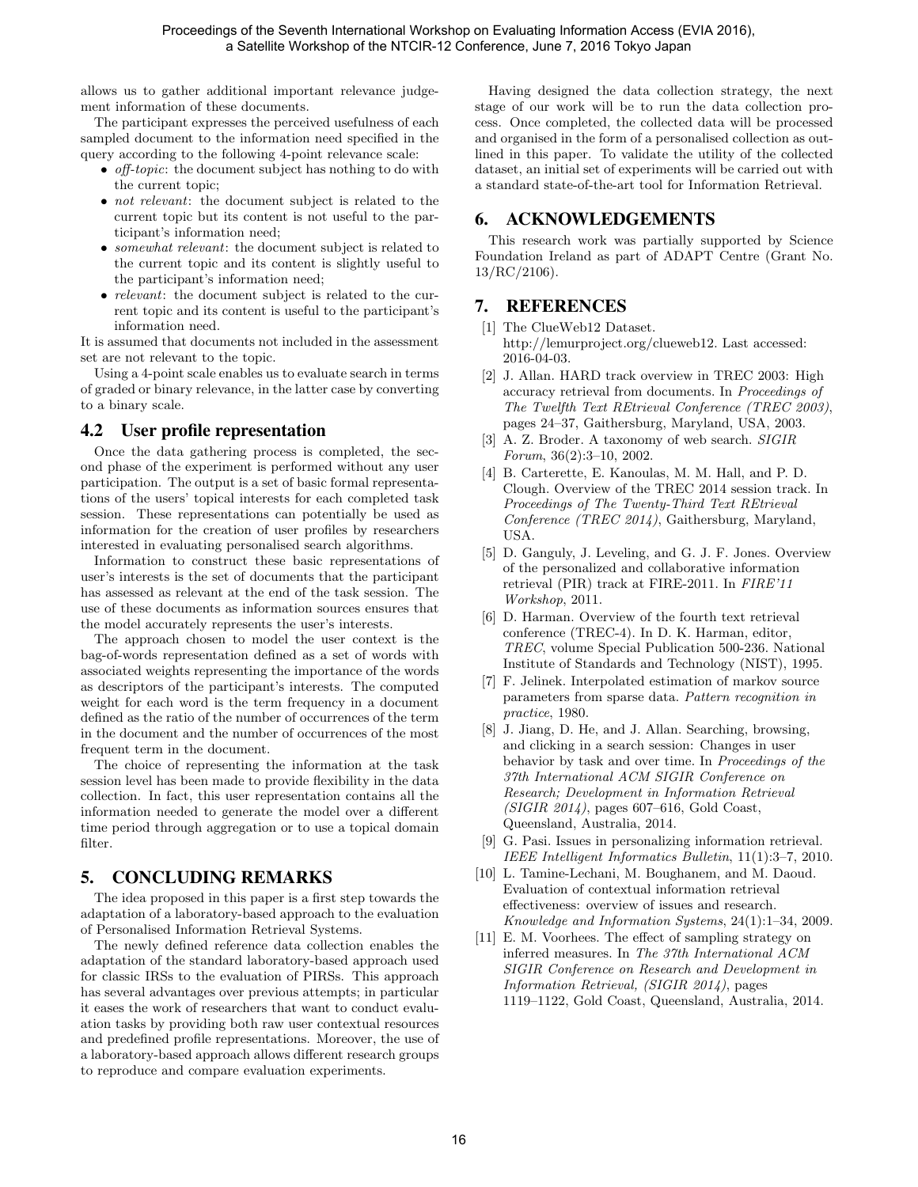allows us to gather additional important relevance judgement information of these documents.

The participant expresses the perceived usefulness of each sampled document to the information need specified in the query according to the following 4-point relevance scale:

- *off-topic*: the document subject has nothing to do with the current topic;
- *not relevant*: the document subject is related to the current topic but its content is not useful to the participant's information need;
- *somewhat relevant*: the document subject is related to the current topic and its content is slightly useful to the participant's information need;
- *relevant*: the document subject is related to the current topic and its content is useful to the participant's information need.

It is assumed that documents not included in the assessment set are not relevant to the topic.

Using a 4-point scale enables us to evaluate search in terms of graded or binary relevance, in the latter case by converting to a binary scale.

## 4.2 User profile representation

Once the data gathering process is completed, the second phase of the experiment is performed without any user participation. The output is a set of basic formal representations of the users' topical interests for each completed task session. These representations can potentially be used as information for the creation of user profiles by researchers interested in evaluating personalised search algorithms.

Information to construct these basic representations of user's interests is the set of documents that the participant has assessed as relevant at the end of the task session. The use of these documents as information sources ensures that the model accurately represents the user's interests.

The approach chosen to model the user context is the bag-of-words representation defined as a set of words with associated weights representing the importance of the words as descriptors of the participant's interests. The computed weight for each word is the term frequency in a document defined as the ratio of the number of occurrences of the term in the document and the number of occurrences of the most frequent term in the document.

The choice of representing the information at the task session level has been made to provide flexibility in the data collection. In fact, this user representation contains all the information needed to generate the model over a different time period through aggregation or to use a topical domain filter.

# 5. CONCLUDING REMARKS

The idea proposed in this paper is a first step towards the adaptation of a laboratory-based approach to the evaluation of Personalised Information Retrieval Systems.

The newly defined reference data collection enables the adaptation of the standard laboratory-based approach used for classic IRSs to the evaluation of PIRSs. This approach has several advantages over previous attempts; in particular it eases the work of researchers that want to conduct evaluation tasks by providing both raw user contextual resources and predefined profile representations. Moreover, the use of a laboratory-based approach allows different research groups to reproduce and compare evaluation experiments.

Having designed the data collection strategy, the next stage of our work will be to run the data collection process. Once completed, the collected data will be processed and organised in the form of a personalised collection as outlined in this paper. To validate the utility of the collected dataset, an initial set of experiments will be carried out with a standard state-of-the-art tool for Information Retrieval.

# 6. ACKNOWLEDGEMENTS

This research work was partially supported by Science Foundation Ireland as part of ADAPT Centre (Grant No. 13/RC/2106).

# 7. REFERENCES

[1] The ClueWeb12 Dataset. http://lemurproject.org/clueweb12. Last accessed: 2016-04-03.

[2] J. Allan. HARD track overview in TREC 2003: High accuracy retrieval from documents. In *Proceedings of The Twelfth Text REtrieval Conference (TREC 2003)*, pages 24–37, Gaithersburg, Maryland, USA, 2003.

[3] A. Z. Broder. A taxonomy of web search. *SIGIR Forum*, 36(2):3–10, 2002.

[4] B. Carterette, E. Kanoulas, M. M. Hall, and P. D. Clough. Overview of the TREC 2014 session track. In *Proceedings of The Twenty-Third Text REtrieval Conference (TREC 2014)*, Gaithersburg, Maryland, USA.

[5] D. Ganguly, J. Leveling, and G. J. F. Jones. Overview of the personalized and collaborative information retrieval (PIR) track at FIRE-2011. In *FIRE'11 Workshop*, 2011.

[6] D. Harman. Overview of the fourth text retrieval conference (TREC-4). In D. K. Harman, editor, *TREC*, volume Special Publication 500-236. National Institute of Standards and Technology (NIST), 1995.

[7] F. Jelinek. Interpolated estimation of markov source parameters from sparse data. *Pattern recognition in practice*, 1980.

[8] J. Jiang, D. He, and J. Allan. Searching, browsing, and clicking in a search session: Changes in user behavior by task and over time. In *Proceedings of the 37th International ACM SIGIR Conference on Research; Development in Information Retrieval (SIGIR 2014)*, pages 607–616, Gold Coast, Queensland, Australia, 2014.

[9] G. Pasi. Issues in personalizing information retrieval. *IEEE Intelligent Informatics Bulletin*, 11(1):3–7, 2010.

[10] L. Tamine-Lechani, M. Boughanem, and M. Daoud. Evaluation of contextual information retrieval effectiveness: overview of issues and research. *Knowledge and Information Systems*, 24(1):1–34, 2009.

[11] E. M. Voorhees. The effect of sampling strategy on inferred measures. In *The 37th International ACM SIGIR Conference on Research and Development in Information Retrieval, (SIGIR 2014)*, pages 1119–1122, Gold Coast, Queensland, Australia, 2014.